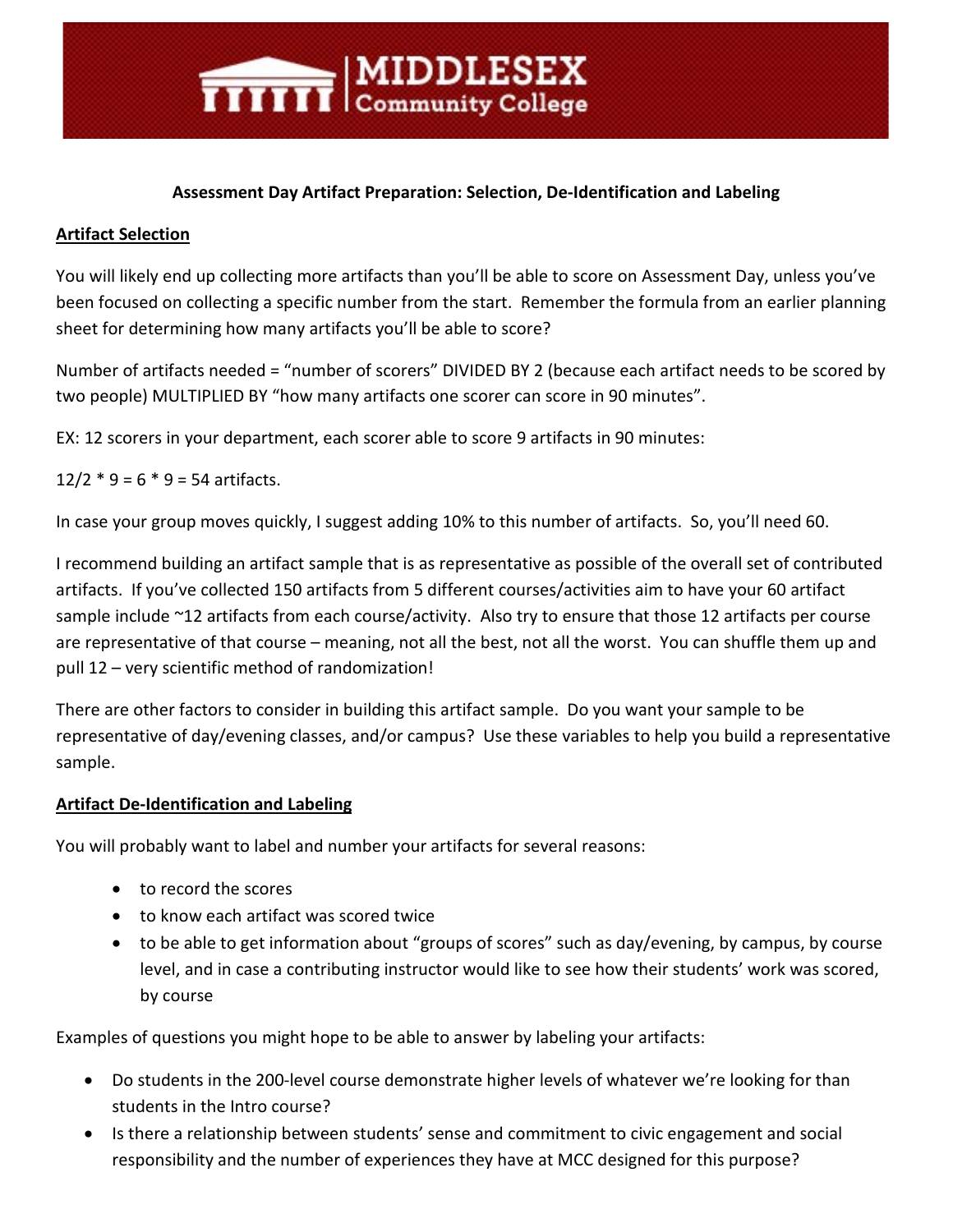MIDDLESEX Community College

**Assessment Day Artifact Preparation: Selection, De-Identification and Labeling**

**Artifact Selection**

You will likely end up collecting more artifacts than you'll be able to score on Assessment Day, unless you've been focused on collecting a specific number from the start. Remember the formula from an earlier planning sheet for determining how many artifacts you'll be able to score?

Number of artifacts needed = "number of scorers" DIVIDED BY 2 (because each artifact needs to be scored by two people) MULTIPLIED BY "how many artifacts one scorer can score in 90 minutes".

EX: 12 scorers in your department, each scorer able to score 9 artifacts in 90 minutes:

12/2 * 9 = 6 * 9 = 54 artifacts.

In case your group moves quickly, I suggest adding 10% to this number of artifacts. So, you'll need 60.

I recommend building an artifact sample that is as representative as possible of the overall set of contributed artifacts. If you've collected 150 artifacts from 5 different courses/activities aim to have your 60 artifact sample include ~12 artifacts from each course/activity. Also try to ensure that those 12 artifacts per course are representative of that course – meaning, not all the best, not all the worst. You can shuffle them up and pull 12 – very scientific method of randomization!

There are other factors to consider in building this artifact sample. Do you want your sample to be representative of day/evening classes, and/or campus? Use these variables to help you build a representative sample.

**Artifact De-Identification and Labeling**

You will probably want to label and number your artifacts for several reasons:

- to record the scores
- to know each artifact was scored twice
- to be able to get information about "groups of scores" such as day/evening, by campus, by course level, and in case a contributing instructor would like to see how their students' work was scored, by course

Examples of questions you might hope to be able to answer by labeling your artifacts:

- Do students in the 200-level course demonstrate higher levels of whatever we're looking for than students in the Intro course?
- Is there a relationship between students' sense and commitment to civic engagement and social responsibility and the number of experiences they have at MCC designed for this purpose?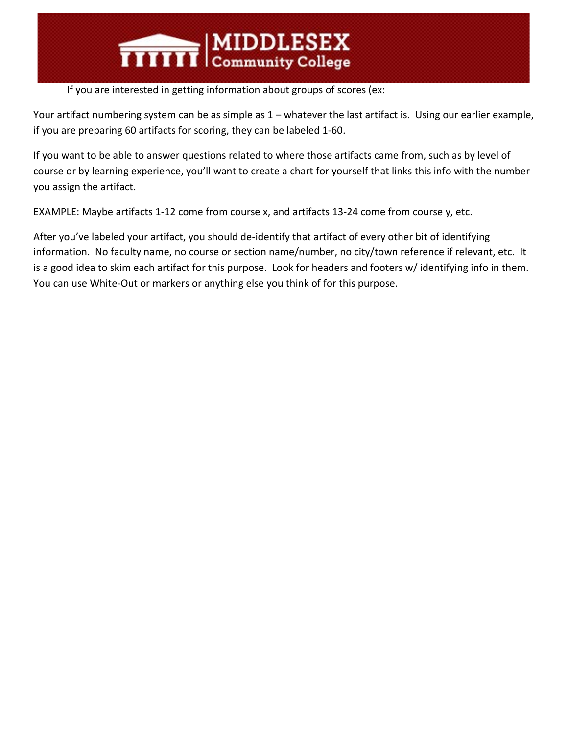If you are interested in getting information about groups of scores (ex:

Your artifact numbering system can be as simple as 1 – whatever the last artifact is. Using our earlier example, if you are preparing 60 artifacts for scoring, they can be labeled 1-60.

If you want to be able to answer questions related to where those artifacts came from, such as by level of course or by learning experience, you'll want to create a chart for yourself that links this info with the number you assign the artifact.

EXAMPLE: Maybe artifacts 1-12 come from course x, and artifacts 13-24 come from course y, etc.

After you've labeled your artifact, you should de-identify that artifact of every other bit of identifying information. No faculty name, no course or section name/number, no city/town reference if relevant, etc. It is a good idea to skim each artifact for this purpose. Look for headers and footers w/ identifying info in them. You can use White-Out or markers or anything else you think of for this purpose.